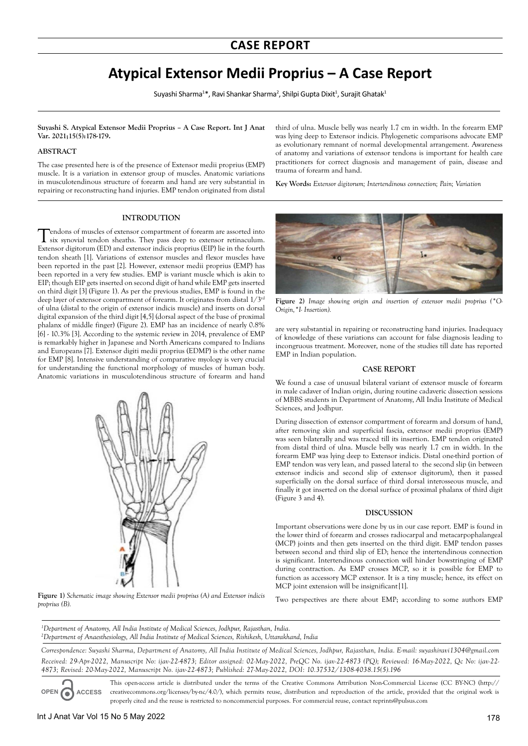## CASE REPORT

# Atypical Extensor Medii Proprius – A Case Report

Suyashi Sharma[1]*, Ravi Shankar Sharma[2], Shilpi Gupta Dixit[1], Surajit Ghatak[1]

**Suyashi S. Atypical Extensor Medii Proprius – A Case Report. Int J Anat Var. 2021;15(5):178-179.**

### ABSTRACT

The case presented here is of the presence of Extensor medii proprius (EMP) muscle. It is a variation in extensor group of muscles. Anatomic variations in musculotendinous structure of forearm and hand are very substantial in repairing or reconstructing hand injuries. EMP tendon originated from distal third of ulna. Muscle belly was nearly 1.7 cm in width. In the forearm EMP was lying deep to Extensor indicis. Phylogenetic comparisons advocate EMP as evolutionary remnant of normal developmental arrangement. Awareness of anatomy and variations of extensor tendons is important for health care practitioners for correct diagnosis and management of pain, disease and trauma of forearm and hand.

**Key Words:** *Extensor digitorum; Intertendinous connection; Pain; Variation*

### INTRODUTION

Tendons of muscles of extensor compartment of forearm are assorted into six synovial tendon sheaths. They pass deep to extensor retinaculum. Extensor digitorum (ED) and extensor indicis proprius (EIP) lie in the fourth tendon sheath [1]. Variations of extensor muscles and flexor muscles have been reported in the past [2]. However, extensor medii proprius (EMP) has been reported in a very few studies. EMP is variant muscle which is akin to EIP; though EIP gets inserted on second digit of hand while EMP gets inserted on third digit [3] (Figure 1). As per the previous studies, EMP is found in the deep layer of extensor compartment of forearm. It originates from distal 1/3rd of ulna (distal to the origin of extensor indicis muscle) and inserts on dorsal digital expansion of the third digit [4,5] (dorsal aspect of the base of proximal phalanx of middle finger) (Figure 2). EMP has an incidence of nearly 0.8% [6] - 10.3% [3]. According to the systemic review in 2014, prevalence of EMP is remarkably higher in Japanese and North Americans compared to Indians and Europeans [7]. Extensor digiti medii proprius (EDMP) is the other name for EMP [8]. Intensive understanding of comparative myology is very crucial for understanding the functional morphology of muscles of human body. Anatomic variations in musculotendinous structure of forearm and hand are very substantial in repairing or reconstructing hand injuries. Inadequacy of knowledge of these variations can account for false diagnosis leading to incongruous treatment. Moreover, none of the studies till date has reported EMP in Indian population.

**Figure 1)** *Schematic image showing Extensor medii proprius (A) and Extensor indicis proprius (B).*

**Figure 2)** *Image showing origin and insertion of extensor medii proprius (\*O- Origin, \*I- Insertion).*

### CASE REPORT

We found a case of unusual bilateral variant of extensor muscle of forearm in male cadaver of Indian origin, during routine cadaveric dissection sessions of MBBS students in Department of Anatomy, All India Institute of Medical Sciences, and Jodhpur.

During dissection of extensor compartment of forearm and dorsum of hand, after removing skin and superficial fascia, extensor medii proprius (EMP) was seen bilaterally and was traced till its insertion. EMP tendon originated from distal third of ulna. Muscle belly was nearly 1.7 cm in width. In the forearm EMP was lying deep to Extensor indicis. Distal one-third portion of EMP tendon was very lean, and passed lateral to the second slip (in between extensor indicis and second slip of extensor digitorum), then it passed superficially on the dorsal surface of third dorsal interosseous muscle, and finally it got inserted on the dorsal surface of proximal phalanx of third digit (Figure 3 and 4).

### DISCUSSION

Important observations were done by us in our case report. EMP is found in the lower third of forearm and crosses radiocarpal and metacarpophalangeal (MCP) joints and then gets inserted on the third digit. EMP tendon passes between second and third slip of ED; hence the intertendinous connection is significant. Intertendinous connection will hinder bowstringing of EMP during contraction. As EMP crosses MCP, so it is possible for EMP to function as accessory MCP extensor. It is a tiny muscle; hence, its effect on MCP joint extension will be insignificant[1].

Two perspectives are there about EMP; according to some authors EMP

[1]Department of Anatomy, All India Institute of Medical Sciences, Jodhpur, Rajasthan, India.
[2]Department of Anaesthesiology, All India Institute of Medical Sciences, Rishikesh, Uttarakhand, India

*Correspondence: Suyashi Sharma, Department of Anatomy, All India Institute of Medical Sciences, Jodhpur, Rajasthan, India. E-mail: suyashiravi1304@gmail.com*

*Received: 29-Apr-2022, Manuscript No: ijav-22-4873; Editor assigned: 02-May-2022, PreQC No. ijav-22-4873 (PQ); Reviewed: 16-May-2022, Qc No: ijav-22-4873; Revised: 20-May-2022, Manuscript No. ijav-22-4873; Published: 27-May-2022, DOI: 10.37532/1308-4038.15(5).196*

OPEN ACCESS This open-access article is distributed under the terms of the Creative Commons Attribution Non-Commercial License (CC BY-NC) (http://creativecommons.org/licenses/by-nc/4.0/), which permits reuse, distribution and reproduction of the article, provided that the original work is properly cited and the reuse is restricted to noncommercial purposes. For commercial reuse, contact reprints@pulsus.com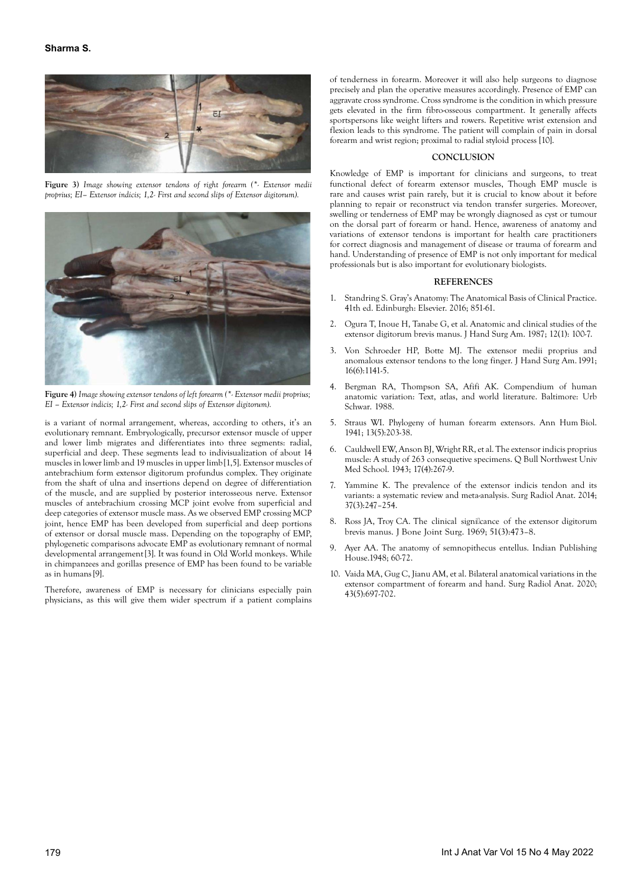**Figure 3)** *Image showing extensor tendons of right forearm (\*- Extensor medii proprius; EI– Extensor indicis; 1,2- First and second slips of Extensor digitorum).*

**Figure 4)** *Image showing extensor tendons of left forearm (\*- Extensor medii proprius; EI – Extensor indicis; 1,2- First and second slips of Extensor digitorum).*

is a variant of normal arrangement, whereas, according to others, it's an evolutionary remnant. Embryologically, precursor extensor muscle of upper and lower limb migrates and differentiates into three segments: radial, superficial and deep. These segments lead to indivisualization of about 14 muscles in lower limb and 19 muscles in upper limb [1,5]. Extensor muscles of antebrachium form extensor digitorum profundus complex. They originate from the shaft of ulna and insertions depend on degree of differentiation of the muscle, and are supplied by posterior interosseous nerve. Extensor muscles of antebrachium crossing MCP joint evolve from superficial and deep categories of extensor muscle mass. As we observed EMP crossing MCP joint, hence EMP has been developed from superficial and deep portions of extensor or dorsal muscle mass. Depending on the topography of EMP, phylogenetic comparisons advocate EMP as evolutionary remnant of normal developmental arrangement [3]. It was found in Old World monkeys. While in chimpanzees and gorillas presence of EMP has been found to be variable as in humans [9].

Therefore, awareness of EMP is necessary for clinicians especially pain physicians, as this will give them wider spectrum if a patient complains of tenderness in forearm. Moreover it will also help surgeons to diagnose precisely and plan the operative measures accordingly. Presence of EMP can aggravate cross syndrome. Cross syndrome is the condition in which pressure gets elevated in the firm fibro-osseous compartment. It generally affects sportspersons like weight lifters and rowers. Repetitive wrist extension and flexion leads to this syndrome. The patient will complain of pain in dorsal forearm and wrist region; proximal to radial styloid process [10].

## CONCLUSION

Knowledge of EMP is important for clinicians and surgeons, to treat functional defect of forearm extensor muscles, Though EMP muscle is rare and causes wrist pain rarely, but it is crucial to know about it before planning to repair or reconstruct via tendon transfer surgeries. Moreover, swelling or tenderness of EMP may be wrongly diagnosed as cyst or tumour on the dorsal part of forearm or hand. Hence, awareness of anatomy and variations of extensor tendons is important for health care practitioners for correct diagnosis and management of disease or trauma of forearm and hand. Understanding of presence of EMP is not only important for medical professionals but is also important for evolutionary biologists.

## REFERENCES

1. Standring S. Gray's Anatomy: The Anatomical Basis of Clinical Practice. 41th ed. Edinburgh: Elsevier. 2016; 851-61.
2. Ogura T, Inoue H, Tanabe G, et al. Anatomic and clinical studies of the extensor digitorum brevis manus. J Hand Surg Am. 1987; 12(1): 100-7.
3. Von Schroeder HP, Botte MJ. The extensor medii proprius and anomalous extensor tendons to the long finger. J Hand Surg Am. 1991; 16(6):1141-5.
4. Bergman RA, Thompson SA, Afifi AK. Compendium of human anatomic variation: Text, atlas, and world literature. Baltimore: Urb Schwar. 1988.
5. Straus WI. Phylogeny of human forearm extensors. Ann Hum Biol. 1941; 13(5):203-38.
6. Cauldwell EW, Anson BJ, Wright RR, et al. The extensor indicis proprius muscle: A study of 263 consequetive specimens. Q Bull Northwest Univ Med School. 1943; 17(4):267-9.
7. Yammine K. The prevalence of the extensor indicis tendon and its variants: a systematic review and meta-analysis. Surg Radiol Anat. 2014; 37(3):247–254.
8. Ross JA, Troy CA. The clinical significance of the extensor digitorum brevis manus. J Bone Joint Surg. 1969; 51(3):473–8.
9. Ayer AA. The anatomy of semnopithecus entellus. Indian Publishing House.1948; 60-72.
10. Vaida MA, Gug C, Jianu AM, et al. Bilateral anatomical variations in the extensor compartment of forearm and hand. Surg Radiol Anat. 2020; 43(5):697-702.